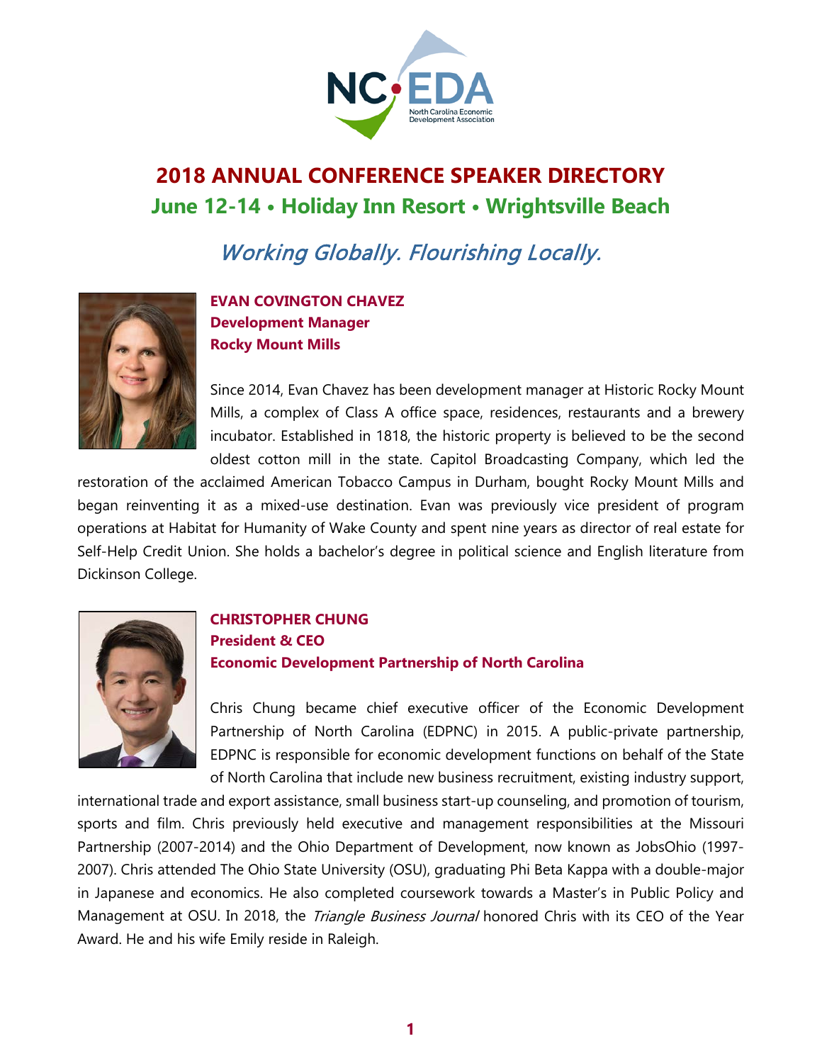# 2018 ANNUAL CONFERENCE SPEAKER DIRECTORY

## June 12-14 • Holiday Inn Resort • Wrightsville Beach

*Working Globally. Flourishing Locally.*

### EVAN COVINGTON CHAVEZ
**Development Manager**
**Rocky Mount Mills**

Since 2014, Evan Chavez has been development manager at Historic Rocky Mount Mills, a complex of Class A office space, residences, restaurants and a brewery incubator. Established in 1818, the historic property is believed to be the second oldest cotton mill in the state. Capitol Broadcasting Company, which led the restoration of the acclaimed American Tobacco Campus in Durham, bought Rocky Mount Mills and began reinventing it as a mixed-use destination. Evan was previously vice president of program operations at Habitat for Humanity of Wake County and spent nine years as director of real estate for Self-Help Credit Union. She holds a bachelor's degree in political science and English literature from Dickinson College.

### CHRISTOPHER CHUNG
**President & CEO**
**Economic Development Partnership of North Carolina**

Chris Chung became chief executive officer of the Economic Development Partnership of North Carolina (EDPNC) in 2015. A public-private partnership, EDPNC is responsible for economic development functions on behalf of the State of North Carolina that include new business recruitment, existing industry support, international trade and export assistance, small business start-up counseling, and promotion of tourism, sports and film. Chris previously held executive and management responsibilities at the Missouri Partnership (2007-2014) and the Ohio Department of Development, now known as JobsOhio (1997-2007). Chris attended The Ohio State University (OSU), graduating Phi Beta Kappa with a double-major in Japanese and economics. He also completed coursework towards a Master's in Public Policy and Management at OSU. In 2018, the *Triangle Business Journal* honored Chris with its CEO of the Year Award. He and his wife Emily reside in Raleigh.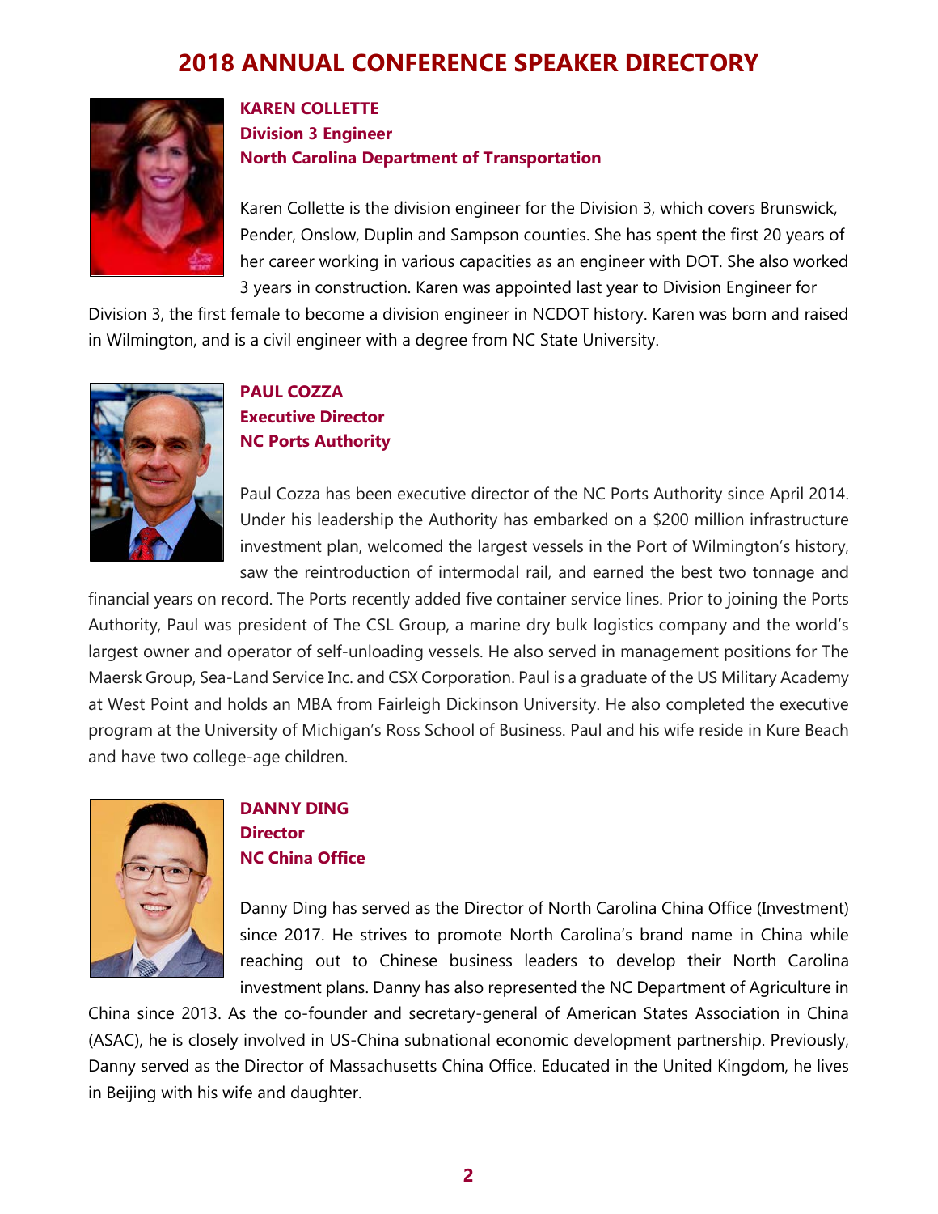# 2018 ANNUAL CONFERENCE SPEAKER DIRECTORY

**KAREN COLLETTE**
**Division 3 Engineer**
**North Carolina Department of Transportation**

Karen Collette is the division engineer for the Division 3, which covers Brunswick, Pender, Onslow, Duplin and Sampson counties. She has spent the first 20 years of her career working in various capacities as an engineer with DOT. She also worked 3 years in construction. Karen was appointed last year to Division Engineer for Division 3, the first female to become a division engineer in NCDOT history. Karen was born and raised in Wilmington, and is a civil engineer with a degree from NC State University.

**PAUL COZZA**
**Executive Director**
**NC Ports Authority**

Paul Cozza has been executive director of the NC Ports Authority since April 2014. Under his leadership the Authority has embarked on a $200 million infrastructure investment plan, welcomed the largest vessels in the Port of Wilmington's history, saw the reintroduction of intermodal rail, and earned the best two tonnage and financial years on record. The Ports recently added five container service lines. Prior to joining the Ports Authority, Paul was president of The CSL Group, a marine dry bulk logistics company and the world's largest owner and operator of self-unloading vessels. He also served in management positions for The Maersk Group, Sea-Land Service Inc. and CSX Corporation. Paul is a graduate of the US Military Academy at West Point and holds an MBA from Fairleigh Dickinson University. He also completed the executive program at the University of Michigan's Ross School of Business. Paul and his wife reside in Kure Beach and have two college-age children.

**DANNY DING**
**Director**
**NC China Office**

Danny Ding has served as the Director of North Carolina China Office (Investment) since 2017. He strives to promote North Carolina's brand name in China while reaching out to Chinese business leaders to develop their North Carolina investment plans. Danny has also represented the NC Department of Agriculture in China since 2013. As the co-founder and secretary-general of American States Association in China (ASAC), he is closely involved in US-China subnational economic development partnership. Previously, Danny served as the Director of Massachusetts China Office. Educated in the United Kingdom, he lives in Beijing with his wife and daughter.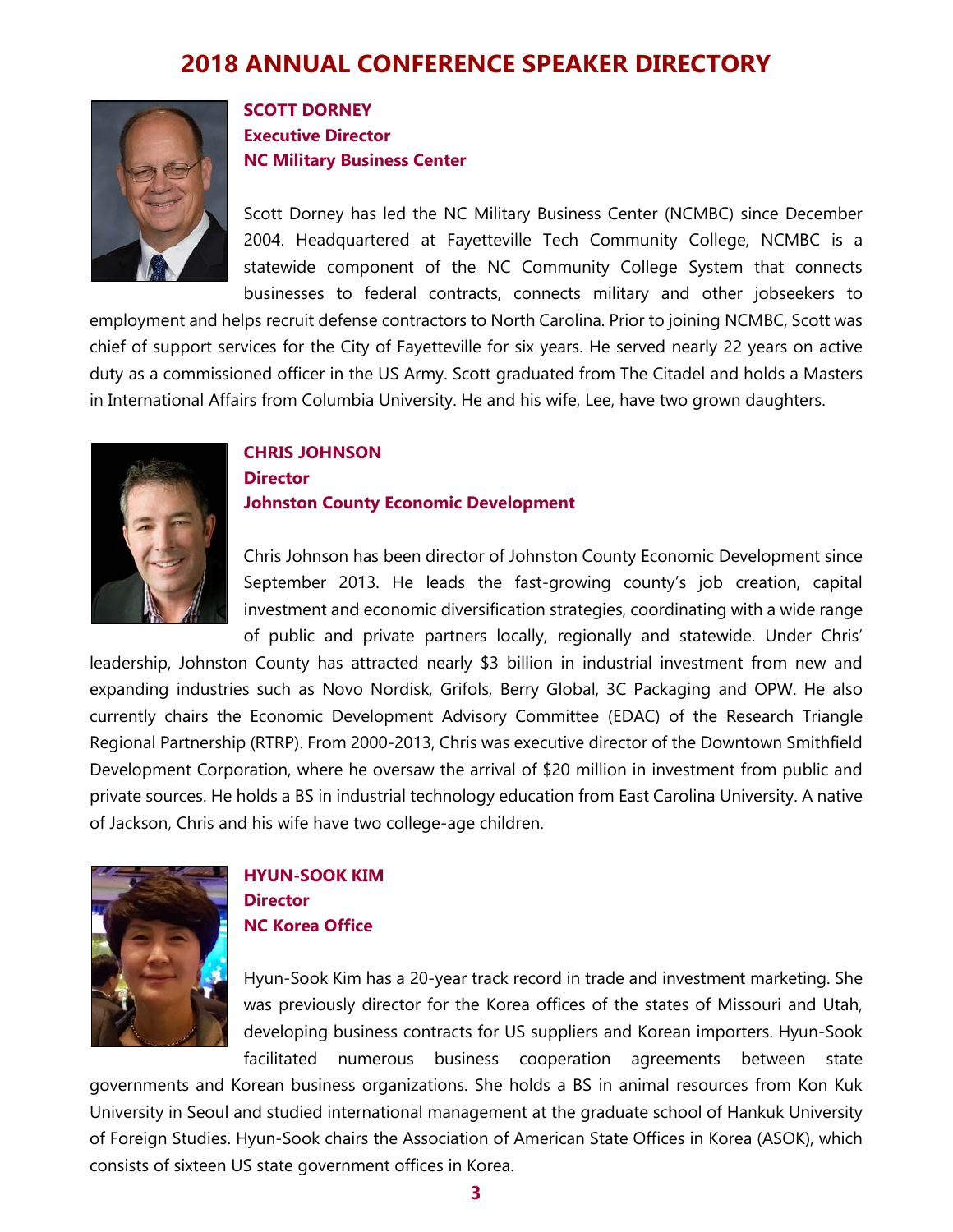# 2018 ANNUAL CONFERENCE SPEAKER DIRECTORY

**SCOTT DORNEY**
**Executive Director**
**NC Military Business Center**

Scott Dorney has led the NC Military Business Center (NCMBC) since December 2004. Headquartered at Fayetteville Tech Community College, NCMBC is a statewide component of the NC Community College System that connects businesses to federal contracts, connects military and other jobseekers to employment and helps recruit defense contractors to North Carolina. Prior to joining NCMBC, Scott was chief of support services for the City of Fayetteville for six years. He served nearly 22 years on active duty as a commissioned officer in the US Army. Scott graduated from The Citadel and holds a Masters in International Affairs from Columbia University. He and his wife, Lee, have two grown daughters.

**CHRIS JOHNSON**
**Director**
**Johnston County Economic Development**

Chris Johnson has been director of Johnston County Economic Development since September 2013. He leads the fast-growing county's job creation, capital investment and economic diversification strategies, coordinating with a wide range of public and private partners locally, regionally and statewide. Under Chris' leadership, Johnston County has attracted nearly $3 billion in industrial investment from new and expanding industries such as Novo Nordisk, Grifols, Berry Global, 3C Packaging and OPW. He also currently chairs the Economic Development Advisory Committee (EDAC) of the Research Triangle Regional Partnership (RTRP). From 2000-2013, Chris was executive director of the Downtown Smithfield Development Corporation, where he oversaw the arrival of $20 million in investment from public and private sources. He holds a BS in industrial technology education from East Carolina University. A native of Jackson, Chris and his wife have two college-age children.

**HYUN-SOOK KIM**
**Director**
**NC Korea Office**

Hyun-Sook Kim has a 20-year track record in trade and investment marketing. She was previously director for the Korea offices of the states of Missouri and Utah, developing business contracts for US suppliers and Korean importers. Hyun-Sook facilitated numerous business cooperation agreements between state governments and Korean business organizations. She holds a BS in animal resources from Kon Kuk University in Seoul and studied international management at the graduate school of Hankuk University of Foreign Studies. Hyun-Sook chairs the Association of American State Offices in Korea (ASOK), which consists of sixteen US state government offices in Korea.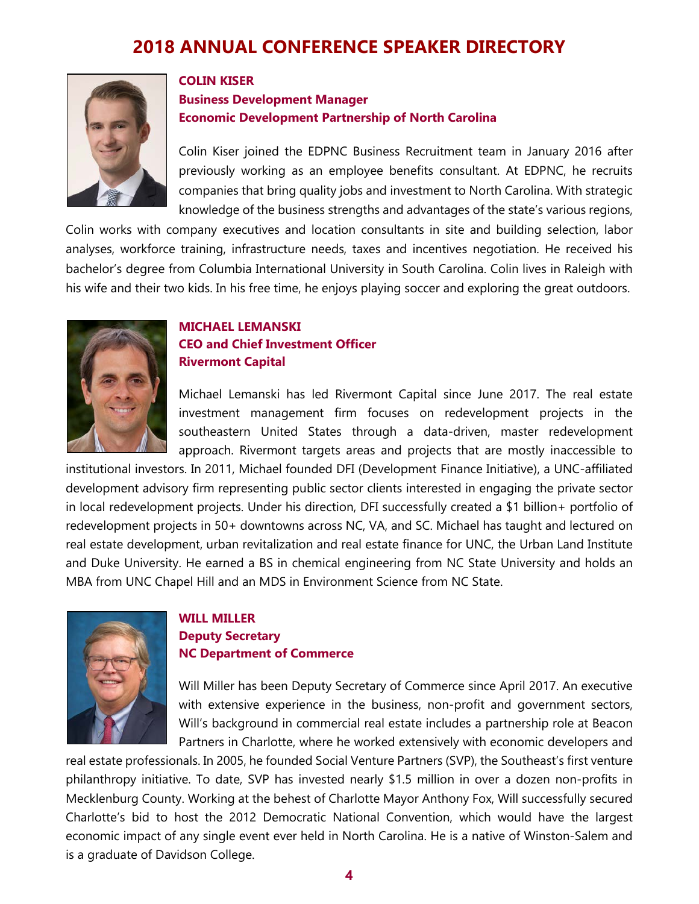# 2018 ANNUAL CONFERENCE SPEAKER DIRECTORY

**COLIN KISER**
**Business Development Manager**
**Economic Development Partnership of North Carolina**

Colin Kiser joined the EDPNC Business Recruitment team in January 2016 after previously working as an employee benefits consultant. At EDPNC, he recruits companies that bring quality jobs and investment to North Carolina. With strategic knowledge of the business strengths and advantages of the state's various regions, Colin works with company executives and location consultants in site and building selection, labor analyses, workforce training, infrastructure needs, taxes and incentives negotiation. He received his bachelor's degree from Columbia International University in South Carolina. Colin lives in Raleigh with his wife and their two kids. In his free time, he enjoys playing soccer and exploring the great outdoors.

**MICHAEL LEMANSKI**
**CEO and Chief Investment Officer**
**Rivermont Capital**

Michael Lemanski has led Rivermont Capital since June 2017. The real estate investment management firm focuses on redevelopment projects in the southeastern United States through a data-driven, master redevelopment approach. Rivermont targets areas and projects that are mostly inaccessible to institutional investors. In 2011, Michael founded DFI (Development Finance Initiative), a UNC-affiliated development advisory firm representing public sector clients interested in engaging the private sector in local redevelopment projects. Under his direction, DFI successfully created a $1 billion+ portfolio of redevelopment projects in 50+ downtowns across NC, VA, and SC. Michael has taught and lectured on real estate development, urban revitalization and real estate finance for UNC, the Urban Land Institute and Duke University. He earned a BS in chemical engineering from NC State University and holds an MBA from UNC Chapel Hill and an MDS in Environment Science from NC State.

**WILL MILLER**
**Deputy Secretary**
**NC Department of Commerce**

Will Miller has been Deputy Secretary of Commerce since April 2017. An executive with extensive experience in the business, non-profit and government sectors, Will's background in commercial real estate includes a partnership role at Beacon Partners in Charlotte, where he worked extensively with economic developers and real estate professionals. In 2005, he founded Social Venture Partners (SVP), the Southeast's first venture philanthropy initiative. To date, SVP has invested nearly $1.5 million in over a dozen non-profits in Mecklenburg County. Working at the behest of Charlotte Mayor Anthony Fox, Will successfully secured Charlotte's bid to host the 2012 Democratic National Convention, which would have the largest economic impact of any single event ever held in North Carolina. He is a native of Winston-Salem and is a graduate of Davidson College.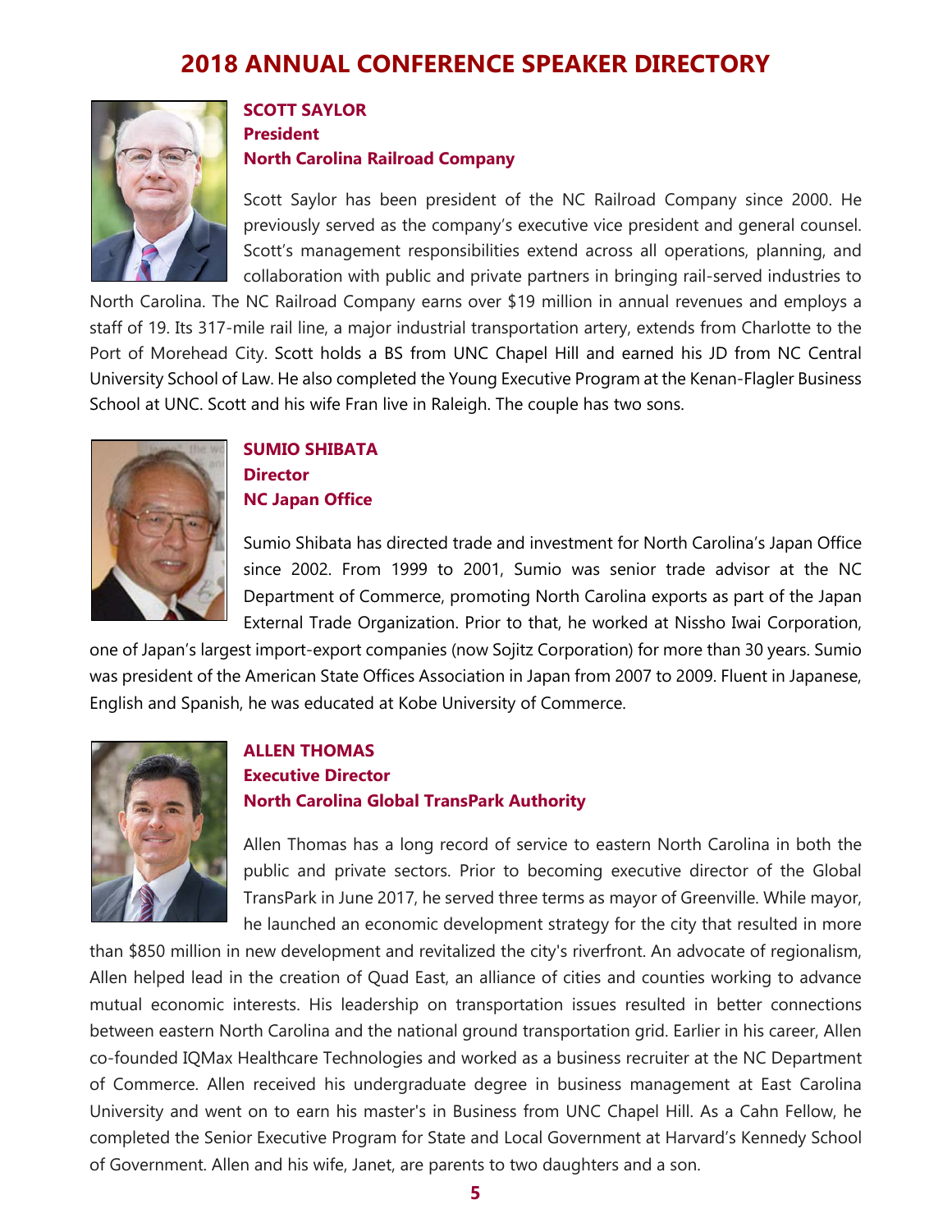# 2018 ANNUAL CONFERENCE SPEAKER DIRECTORY

**SCOTT SAYLOR**
**President**
**North Carolina Railroad Company**

Scott Saylor has been president of the NC Railroad Company since 2000. He previously served as the company's executive vice president and general counsel. Scott's management responsibilities extend across all operations, planning, and collaboration with public and private partners in bringing rail-served industries to North Carolina. The NC Railroad Company earns over $19 million in annual revenues and employs a staff of 19. Its 317-mile rail line, a major industrial transportation artery, extends from Charlotte to the Port of Morehead City. Scott holds a BS from UNC Chapel Hill and earned his JD from NC Central University School of Law. He also completed the Young Executive Program at the Kenan-Flagler Business School at UNC. Scott and his wife Fran live in Raleigh. The couple has two sons.

**SUMIO SHIBATA**
**Director**
**NC Japan Office**

Sumio Shibata has directed trade and investment for North Carolina's Japan Office since 2002. From 1999 to 2001, Sumio was senior trade advisor at the NC Department of Commerce, promoting North Carolina exports as part of the Japan External Trade Organization. Prior to that, he worked at Nissho Iwai Corporation, one of Japan's largest import-export companies (now Sojitz Corporation) for more than 30 years. Sumio was president of the American State Offices Association in Japan from 2007 to 2009. Fluent in Japanese, English and Spanish, he was educated at Kobe University of Commerce.

**ALLEN THOMAS**
**Executive Director**
**North Carolina Global TransPark Authority**

Allen Thomas has a long record of service to eastern North Carolina in both the public and private sectors. Prior to becoming executive director of the Global TransPark in June 2017, he served three terms as mayor of Greenville. While mayor, he launched an economic development strategy for the city that resulted in more than $850 million in new development and revitalized the city's riverfront. An advocate of regionalism, Allen helped lead in the creation of Quad East, an alliance of cities and counties working to advance mutual economic interests. His leadership on transportation issues resulted in better connections between eastern North Carolina and the national ground transportation grid. Earlier in his career, Allen co-founded IQMax Healthcare Technologies and worked as a business recruiter at the NC Department of Commerce. Allen received his undergraduate degree in business management at East Carolina University and went on to earn his master's in Business from UNC Chapel Hill. As a Cahn Fellow, he completed the Senior Executive Program for State and Local Government at Harvard's Kennedy School of Government. Allen and his wife, Janet, are parents to two daughters and a son.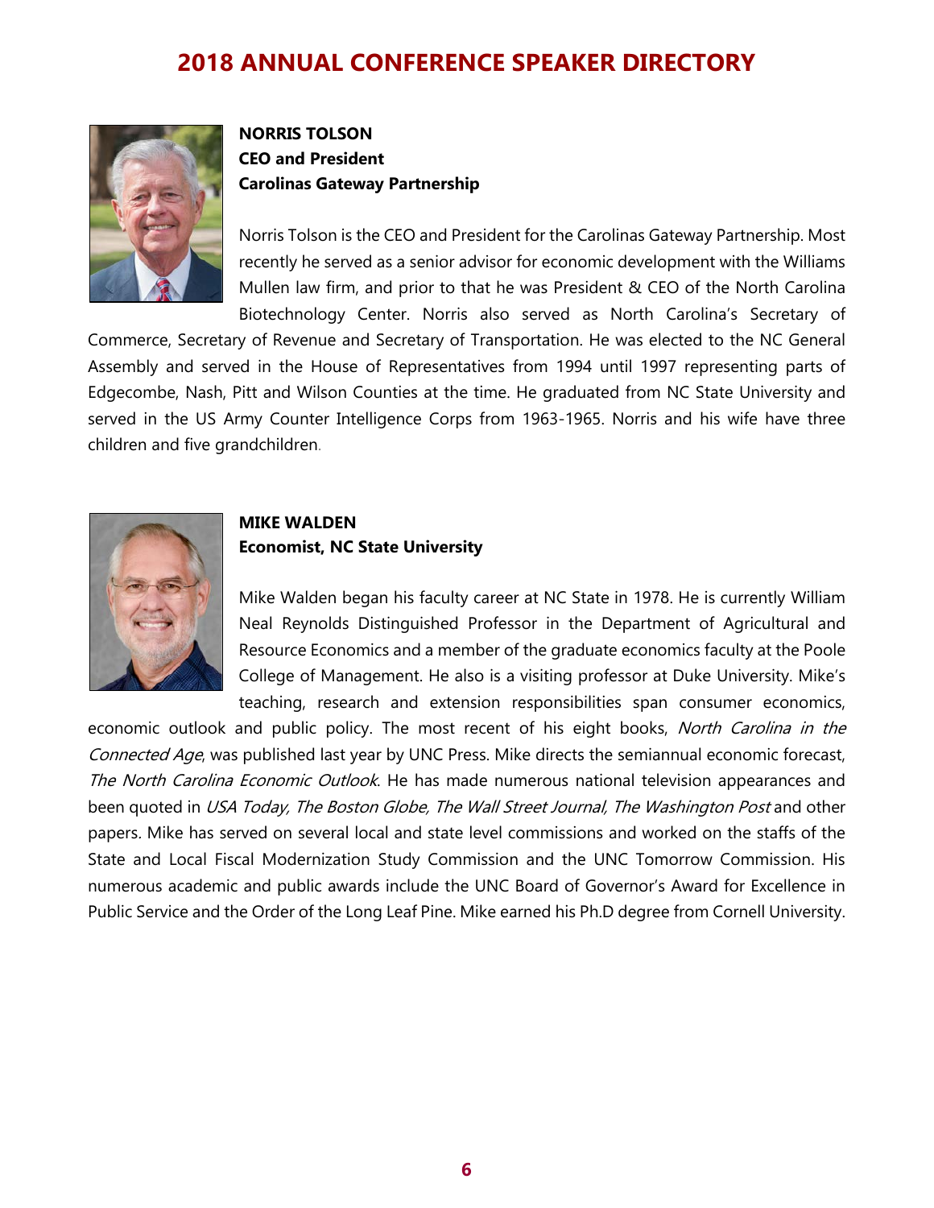# 2018 ANNUAL CONFERENCE SPEAKER DIRECTORY

**NORRIS TOLSON**
**CEO and President**
**Carolinas Gateway Partnership**

Norris Tolson is the CEO and President for the Carolinas Gateway Partnership. Most recently he served as a senior advisor for economic development with the Williams Mullen law firm, and prior to that he was President & CEO of the North Carolina Biotechnology Center. Norris also served as North Carolina's Secretary of Commerce, Secretary of Revenue and Secretary of Transportation. He was elected to the NC General Assembly and served in the House of Representatives from 1994 until 1997 representing parts of Edgecombe, Nash, Pitt and Wilson Counties at the time. He graduated from NC State University and served in the US Army Counter Intelligence Corps from 1963-1965. Norris and his wife have three children and five grandchildren.

**MIKE WALDEN**
**Economist, NC State University**

Mike Walden began his faculty career at NC State in 1978. He is currently William Neal Reynolds Distinguished Professor in the Department of Agricultural and Resource Economics and a member of the graduate economics faculty at the Poole College of Management. He also is a visiting professor at Duke University. Mike's teaching, research and extension responsibilities span consumer economics, economic outlook and public policy. The most recent of his eight books, *North Carolina in the Connected Age*, was published last year by UNC Press. Mike directs the semiannual economic forecast, *The North Carolina Economic Outlook*. He has made numerous national television appearances and been quoted in *USA Today, The Boston Globe, The Wall Street Journal, The Washington Post* and other papers. Mike has served on several local and state level commissions and worked on the staffs of the State and Local Fiscal Modernization Study Commission and the UNC Tomorrow Commission. His numerous academic and public awards include the UNC Board of Governor's Award for Excellence in Public Service and the Order of the Long Leaf Pine. Mike earned his Ph.D degree from Cornell University.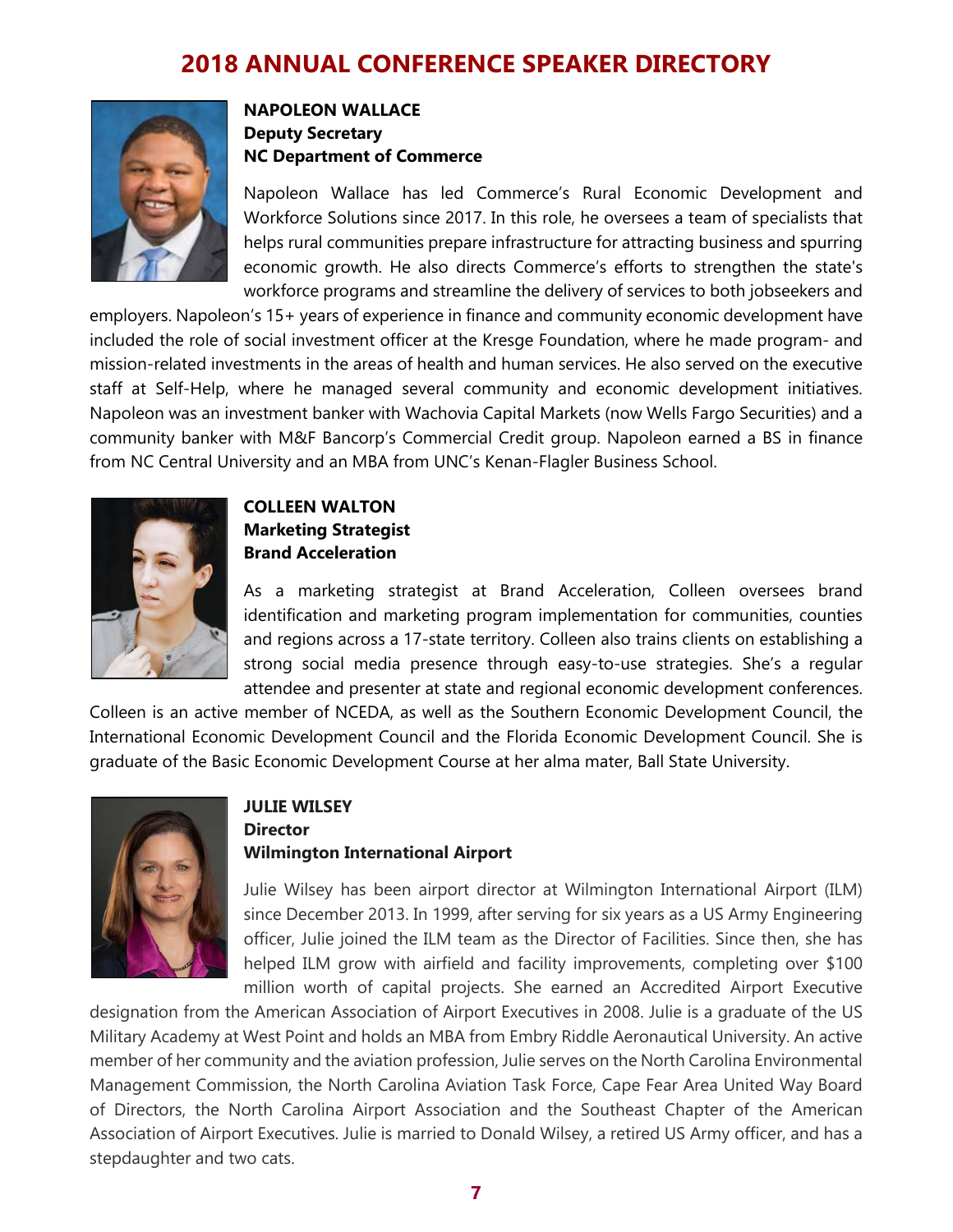# 2018 ANNUAL CONFERENCE SPEAKER DIRECTORY

**NAPOLEON WALLACE**
**Deputy Secretary**
**NC Department of Commerce**

Napoleon Wallace has led Commerce's Rural Economic Development and Workforce Solutions since 2017. In this role, he oversees a team of specialists that helps rural communities prepare infrastructure for attracting business and spurring economic growth. He also directs Commerce's efforts to strengthen the state's workforce programs and streamline the delivery of services to both jobseekers and employers. Napoleon's 15+ years of experience in finance and community economic development have included the role of social investment officer at the Kresge Foundation, where he made program- and mission-related investments in the areas of health and human services. He also served on the executive staff at Self-Help, where he managed several community and economic development initiatives. Napoleon was an investment banker with Wachovia Capital Markets (now Wells Fargo Securities) and a community banker with M&F Bancorp's Commercial Credit group. Napoleon earned a BS in finance from NC Central University and an MBA from UNC's Kenan-Flagler Business School.

**COLLEEN WALTON**
**Marketing Strategist**
**Brand Acceleration**

As a marketing strategist at Brand Acceleration, Colleen oversees brand identification and marketing program implementation for communities, counties and regions across a 17-state territory. Colleen also trains clients on establishing a strong social media presence through easy-to-use strategies. She's a regular attendee and presenter at state and regional economic development conferences. Colleen is an active member of NCEDA, as well as the Southern Economic Development Council, the International Economic Development Council and the Florida Economic Development Council. She is graduate of the Basic Economic Development Course at her alma mater, Ball State University.

**JULIE WILSEY**
**Director**
**Wilmington International Airport**

Julie Wilsey has been airport director at Wilmington International Airport (ILM) since December 2013. In 1999, after serving for six years as a US Army Engineering officer, Julie joined the ILM team as the Director of Facilities. Since then, she has helped ILM grow with airfield and facility improvements, completing over $100 million worth of capital projects. She earned an Accredited Airport Executive designation from the American Association of Airport Executives in 2008. Julie is a graduate of the US Military Academy at West Point and holds an MBA from Embry Riddle Aeronautical University. An active member of her community and the aviation profession, Julie serves on the North Carolina Environmental Management Commission, the North Carolina Aviation Task Force, Cape Fear Area United Way Board of Directors, the North Carolina Airport Association and the Southeast Chapter of the American Association of Airport Executives. Julie is married to Donald Wilsey, a retired US Army officer, and has a stepdaughter and two cats.